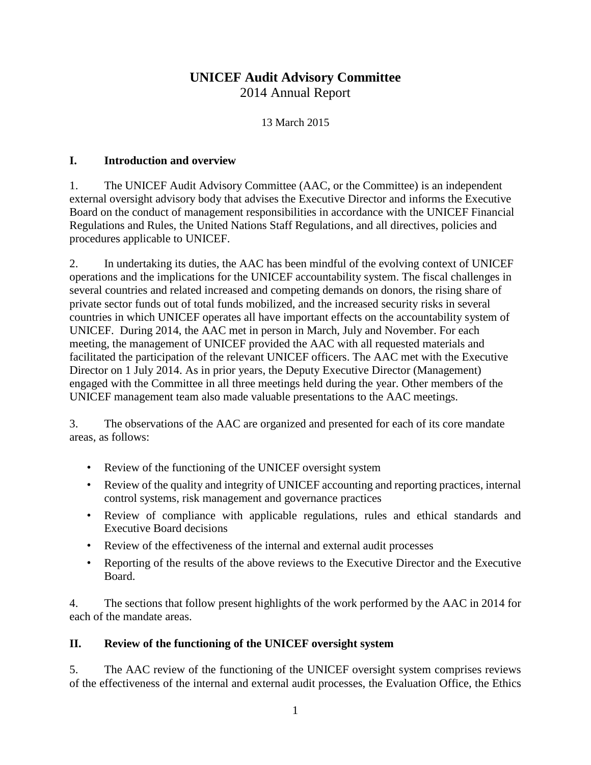# UNICEF Audit Advisory Committee

2014 Annual Report

13 March 2015

## I. Introduction and overview

1. The UNICEF Audit Advisory Committee (AAC, or the Committee) is an independent external oversight advisory body that advises the Executive Director and informs the Executive Board on the conduct of management responsibilities in accordance with the UNICEF Financial Regulations and Rules, the United Nations Staff Regulations, and all directives, policies and procedures applicable to UNICEF.

2. In undertaking its duties, the AAC has been mindful of the evolving context of UNICEF operations and the implications for the UNICEF accountability system. The fiscal challenges in several countries and related increased and competing demands on donors, the rising share of private sector funds out of total funds mobilized, and the increased security risks in several countries in which UNICEF operates all have important effects on the accountability system of UNICEF. During 2014, the AAC met in person in March, July and November. For each meeting, the management of UNICEF provided the AAC with all requested materials and facilitated the participation of the relevant UNICEF officers. The AAC met with the Executive Director on 1 July 2014. As in prior years, the Deputy Executive Director (Management) engaged with the Committee in all three meetings held during the year. Other members of the UNICEF management team also made valuable presentations to the AAC meetings.

3. The observations of the AAC are organized and presented for each of its core mandate areas, as follows:

- Review of the functioning of the UNICEF oversight system
- Review of the quality and integrity of UNICEF accounting and reporting practices, internal control systems, risk management and governance practices
- Review of compliance with applicable regulations, rules and ethical standards and Executive Board decisions
- Review of the effectiveness of the internal and external audit processes
- Reporting of the results of the above reviews to the Executive Director and the Executive Board.

4. The sections that follow present highlights of the work performed by the AAC in 2014 for each of the mandate areas.

## II. Review of the functioning of the UNICEF oversight system

5. The AAC review of the functioning of the UNICEF oversight system comprises reviews of the effectiveness of the internal and external audit processes, the Evaluation Office, the Ethics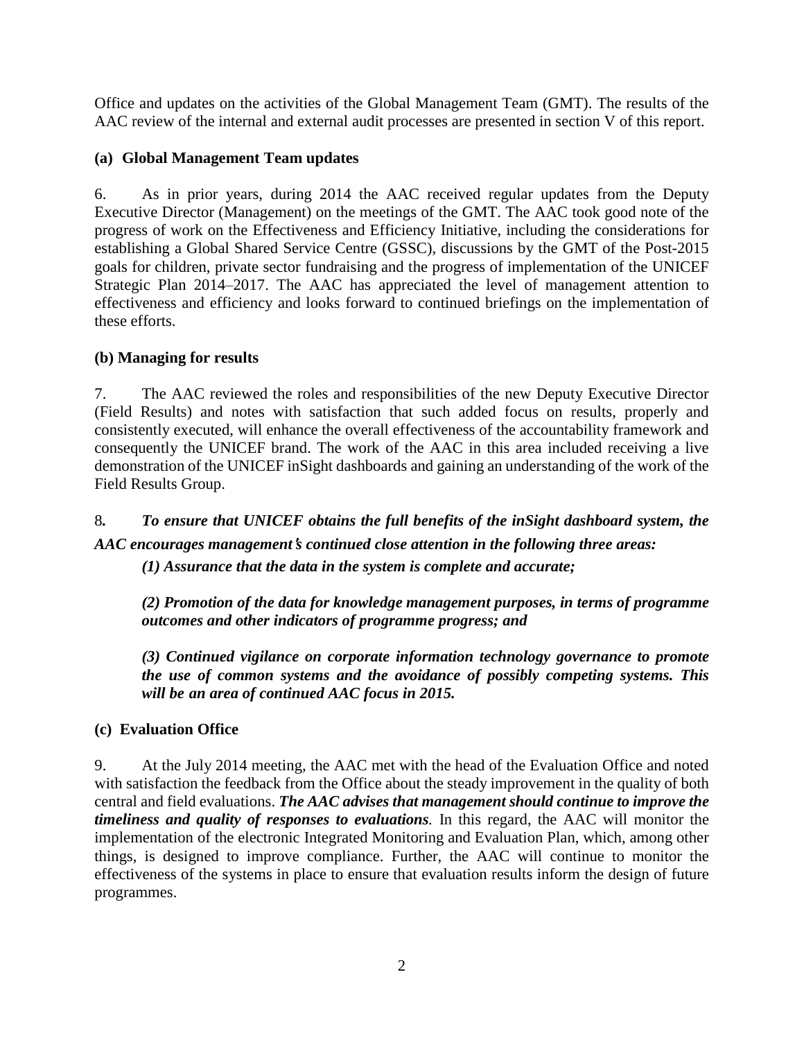Office and updates on the activities of the Global Management Team (GMT). The results of the AAC review of the internal and external audit processes are presented in section V of this report.

### (a) Global Management Team updates

6. As in prior years, during 2014 the AAC received regular updates from the Deputy Executive Director (Management) on the meetings of the GMT. The AAC took good note of the progress of work on the Effectiveness and Efficiency Initiative, including the considerations for establishing a Global Shared Service Centre (GSSC), discussions by the GMT of the Post-2015 goals for children, private sector fundraising and the progress of implementation of the UNICEF Strategic Plan 2014–2017. The AAC has appreciated the level of management attention to effectiveness and efficiency and looks forward to continued briefings on the implementation of these efforts.

### (b) Managing for results

7. The AAC reviewed the roles and responsibilities of the new Deputy Executive Director (Field Results) and notes with satisfaction that such added focus on results, properly and consistently executed, will enhance the overall effectiveness of the accountability framework and consequently the UNICEF brand. The work of the AAC in this area included receiving a live demonstration of the UNICEF inSight dashboards and gaining an understanding of the work of the Field Results Group.

8. ***To ensure that UNICEF obtains the full benefits of the inSight dashboard system, the AAC encourages management's continued close attention in the following three areas:***

***(1) Assurance that the data in the system is complete and accurate;***

***(2) Promotion of the data for knowledge management purposes, in terms of programme outcomes and other indicators of programme progress; and***

***(3) Continued vigilance on corporate information technology governance to promote the use of common systems and the avoidance of possibly competing systems. This will be an area of continued AAC focus in 2015.***

### (c) Evaluation Office

9. At the July 2014 meeting, the AAC met with the head of the Evaluation Office and noted with satisfaction the feedback from the Office about the steady improvement in the quality of both central and field evaluations. ***The AAC advises that management should continue to improve the timeliness and quality of responses to evaluations***. In this regard, the AAC will monitor the implementation of the electronic Integrated Monitoring and Evaluation Plan, which, among other things, is designed to improve compliance. Further, the AAC will continue to monitor the effectiveness of the systems in place to ensure that evaluation results inform the design of future programmes.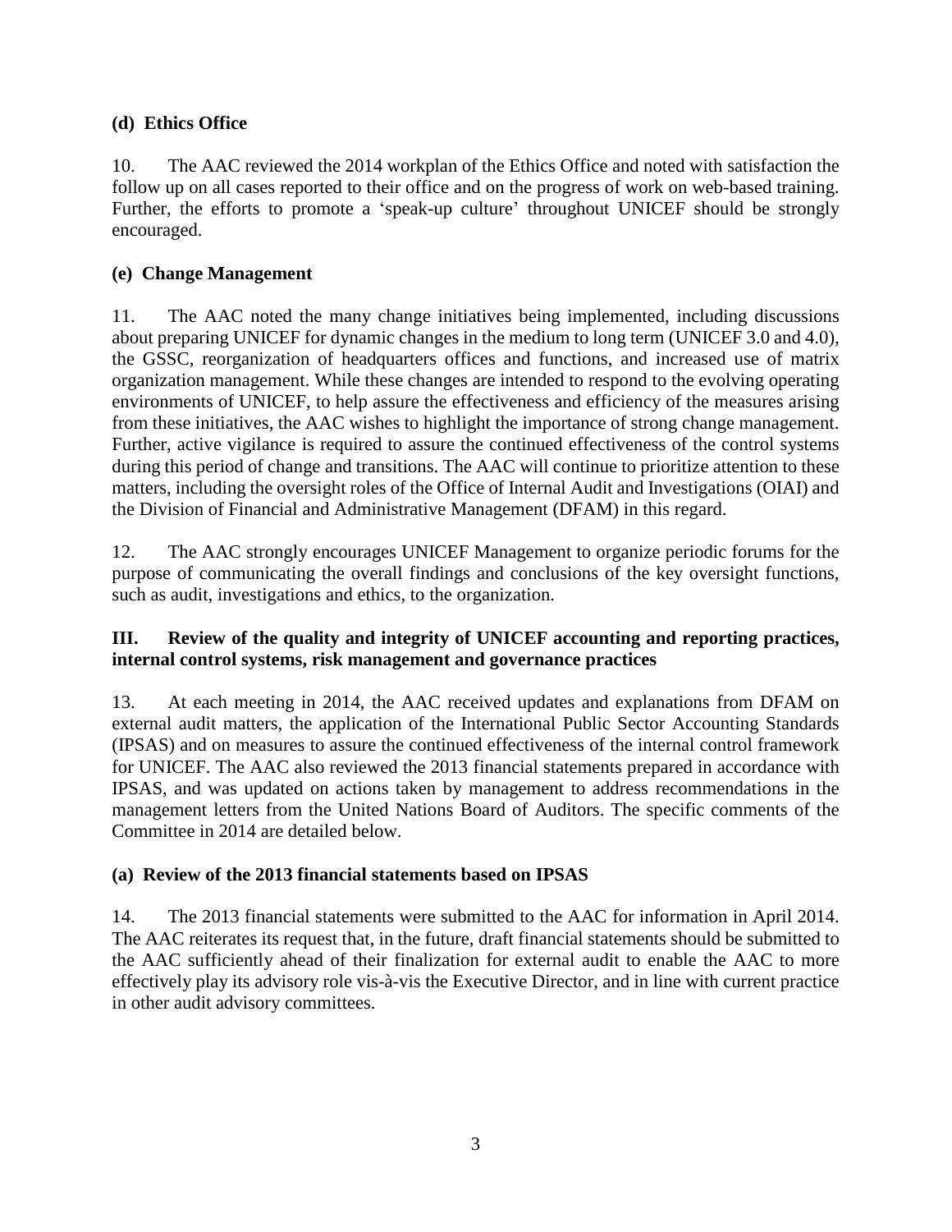### (d) Ethics Office

10. The AAC reviewed the 2014 workplan of the Ethics Office and noted with satisfaction the follow up on all cases reported to their office and on the progress of work on web-based training. Further, the efforts to promote a 'speak-up culture' throughout UNICEF should be strongly encouraged.

### (e) Change Management

11. The AAC noted the many change initiatives being implemented, including discussions about preparing UNICEF for dynamic changes in the medium to long term (UNICEF 3.0 and 4.0), the GSSC, reorganization of headquarters offices and functions, and increased use of matrix organization management. While these changes are intended to respond to the evolving operating environments of UNICEF, to help assure the effectiveness and efficiency of the measures arising from these initiatives, the AAC wishes to highlight the importance of strong change management. Further, active vigilance is required to assure the continued effectiveness of the control systems during this period of change and transitions. The AAC will continue to prioritize attention to these matters, including the oversight roles of the Office of Internal Audit and Investigations (OIAI) and the Division of Financial and Administrative Management (DFAM) in this regard.

12. The AAC strongly encourages UNICEF Management to organize periodic forums for the purpose of communicating the overall findings and conclusions of the key oversight functions, such as audit, investigations and ethics, to the organization.

## III. Review of the quality and integrity of UNICEF accounting and reporting practices, internal control systems, risk management and governance practices

13. At each meeting in 2014, the AAC received updates and explanations from DFAM on external audit matters, the application of the International Public Sector Accounting Standards (IPSAS) and on measures to assure the continued effectiveness of the internal control framework for UNICEF. The AAC also reviewed the 2013 financial statements prepared in accordance with IPSAS, and was updated on actions taken by management to address recommendations in the management letters from the United Nations Board of Auditors. The specific comments of the Committee in 2014 are detailed below.

### (a) Review of the 2013 financial statements based on IPSAS

14. The 2013 financial statements were submitted to the AAC for information in April 2014. The AAC reiterates its request that, in the future, draft financial statements should be submitted to the AAC sufficiently ahead of their finalization for external audit to enable the AAC to more effectively play its advisory role vis-à-vis the Executive Director, and in line with current practice in other audit advisory committees.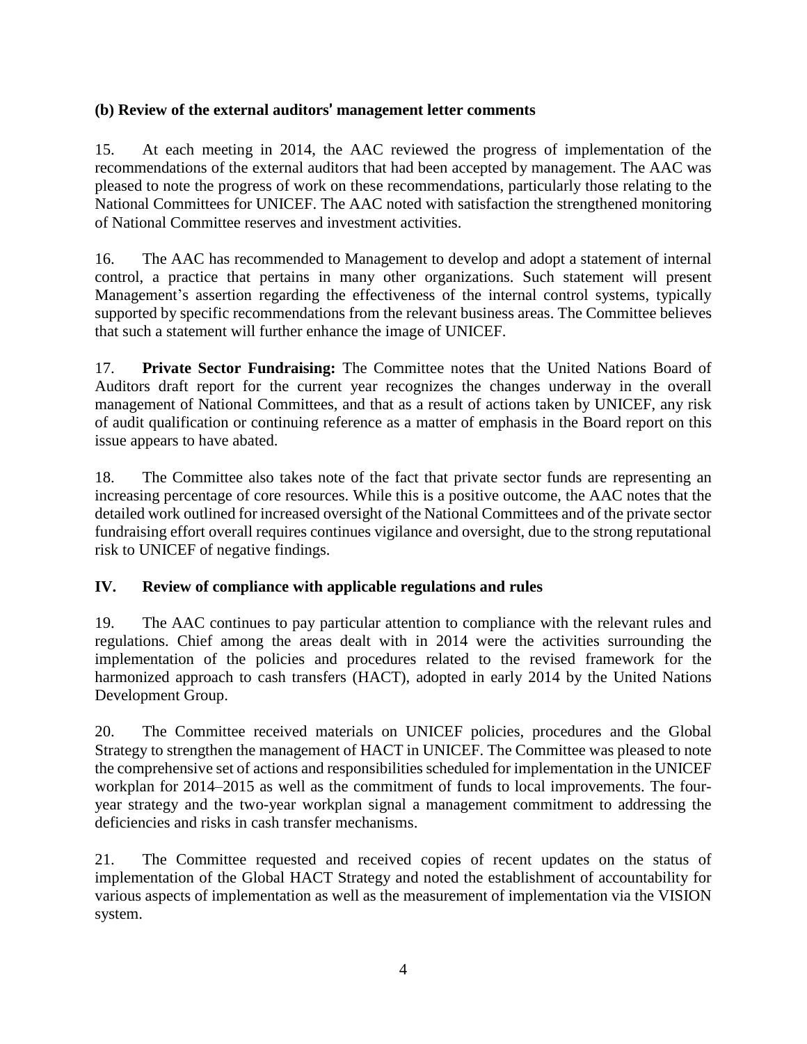### (b) Review of the external auditors' management letter comments

15. At each meeting in 2014, the AAC reviewed the progress of implementation of the recommendations of the external auditors that had been accepted by management. The AAC was pleased to note the progress of work on these recommendations, particularly those relating to the National Committees for UNICEF. The AAC noted with satisfaction the strengthened monitoring of National Committee reserves and investment activities.

16. The AAC has recommended to Management to develop and adopt a statement of internal control, a practice that pertains in many other organizations. Such statement will present Management's assertion regarding the effectiveness of the internal control systems, typically supported by specific recommendations from the relevant business areas. The Committee believes that such a statement will further enhance the image of UNICEF.

17. **Private Sector Fundraising:** The Committee notes that the United Nations Board of Auditors draft report for the current year recognizes the changes underway in the overall management of National Committees, and that as a result of actions taken by UNICEF, any risk of audit qualification or continuing reference as a matter of emphasis in the Board report on this issue appears to have abated.

18. The Committee also takes note of the fact that private sector funds are representing an increasing percentage of core resources. While this is a positive outcome, the AAC notes that the detailed work outlined for increased oversight of the National Committees and of the private sector fundraising effort overall requires continues vigilance and oversight, due to the strong reputational risk to UNICEF of negative findings.

## IV. Review of compliance with applicable regulations and rules

19. The AAC continues to pay particular attention to compliance with the relevant rules and regulations. Chief among the areas dealt with in 2014 were the activities surrounding the implementation of the policies and procedures related to the revised framework for the harmonized approach to cash transfers (HACT), adopted in early 2014 by the United Nations Development Group.

20. The Committee received materials on UNICEF policies, procedures and the Global Strategy to strengthen the management of HACT in UNICEF. The Committee was pleased to note the comprehensive set of actions and responsibilities scheduled for implementation in the UNICEF workplan for 2014–2015 as well as the commitment of funds to local improvements. The four-year strategy and the two-year workplan signal a management commitment to addressing the deficiencies and risks in cash transfer mechanisms.

21. The Committee requested and received copies of recent updates on the status of implementation of the Global HACT Strategy and noted the establishment of accountability for various aspects of implementation as well as the measurement of implementation via the VISION system.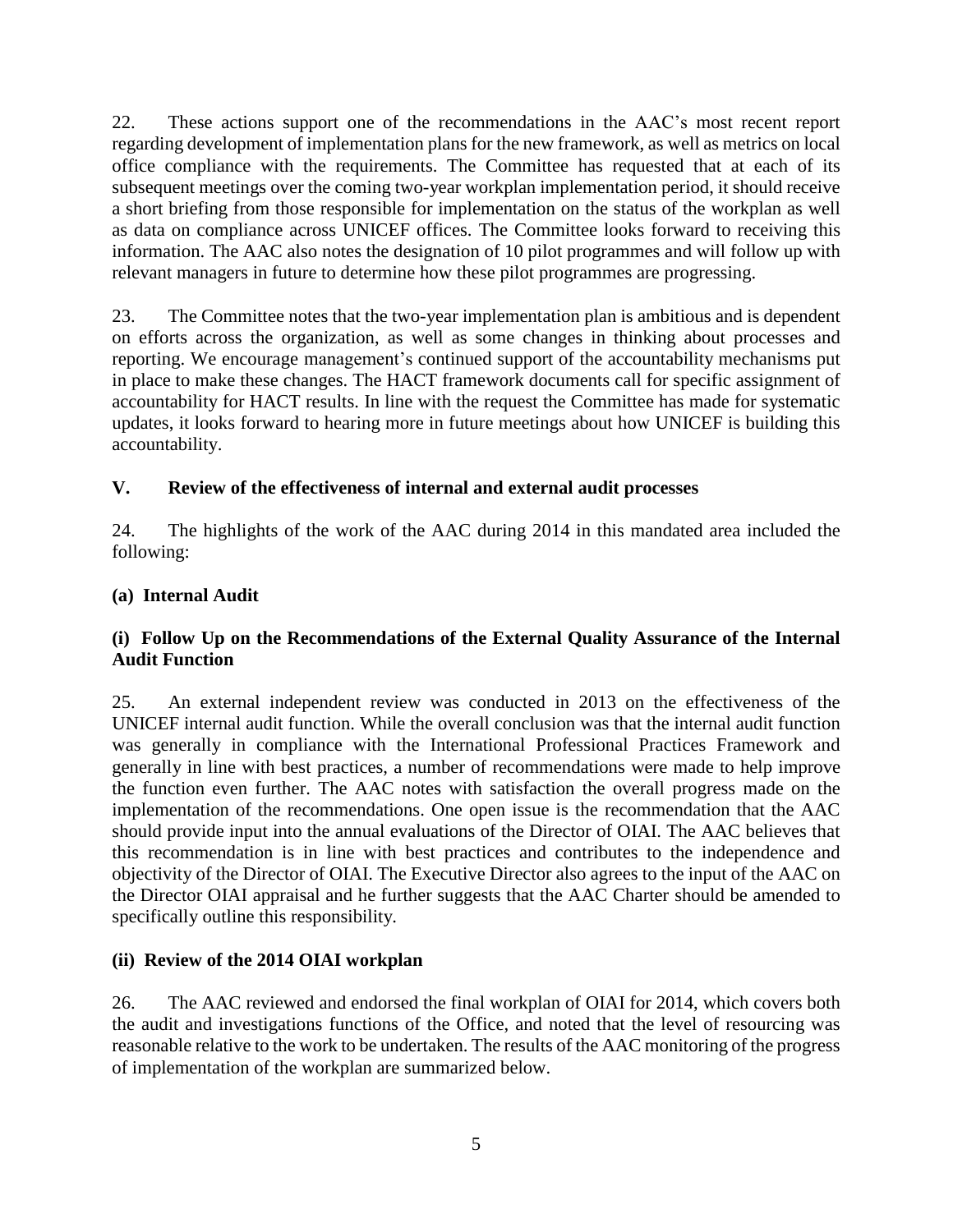22. These actions support one of the recommendations in the AAC's most recent report regarding development of implementation plans for the new framework, as well as metrics on local office compliance with the requirements. The Committee has requested that at each of its subsequent meetings over the coming two-year workplan implementation period, it should receive a short briefing from those responsible for implementation on the status of the workplan as well as data on compliance across UNICEF offices. The Committee looks forward to receiving this information. The AAC also notes the designation of 10 pilot programmes and will follow up with relevant managers in future to determine how these pilot programmes are progressing.

23. The Committee notes that the two-year implementation plan is ambitious and is dependent on efforts across the organization, as well as some changes in thinking about processes and reporting. We encourage management's continued support of the accountability mechanisms put in place to make these changes. The HACT framework documents call for specific assignment of accountability for HACT results. In line with the request the Committee has made for systematic updates, it looks forward to hearing more in future meetings about how UNICEF is building this accountability.

## V. Review of the effectiveness of internal and external audit processes

24. The highlights of the work of the AAC during 2014 in this mandated area included the following:

### (a) Internal Audit

#### (i) Follow Up on the Recommendations of the External Quality Assurance of the Internal Audit Function

25. An external independent review was conducted in 2013 on the effectiveness of the UNICEF internal audit function. While the overall conclusion was that the internal audit function was generally in compliance with the International Professional Practices Framework and generally in line with best practices, a number of recommendations were made to help improve the function even further. The AAC notes with satisfaction the overall progress made on the implementation of the recommendations. One open issue is the recommendation that the AAC should provide input into the annual evaluations of the Director of OIAI. The AAC believes that this recommendation is in line with best practices and contributes to the independence and objectivity of the Director of OIAI. The Executive Director also agrees to the input of the AAC on the Director OIAI appraisal and he further suggests that the AAC Charter should be amended to specifically outline this responsibility.

#### (ii) Review of the 2014 OIAI workplan

26. The AAC reviewed and endorsed the final workplan of OIAI for 2014, which covers both the audit and investigations functions of the Office, and noted that the level of resourcing was reasonable relative to the work to be undertaken. The results of the AAC monitoring of the progress of implementation of the workplan are summarized below.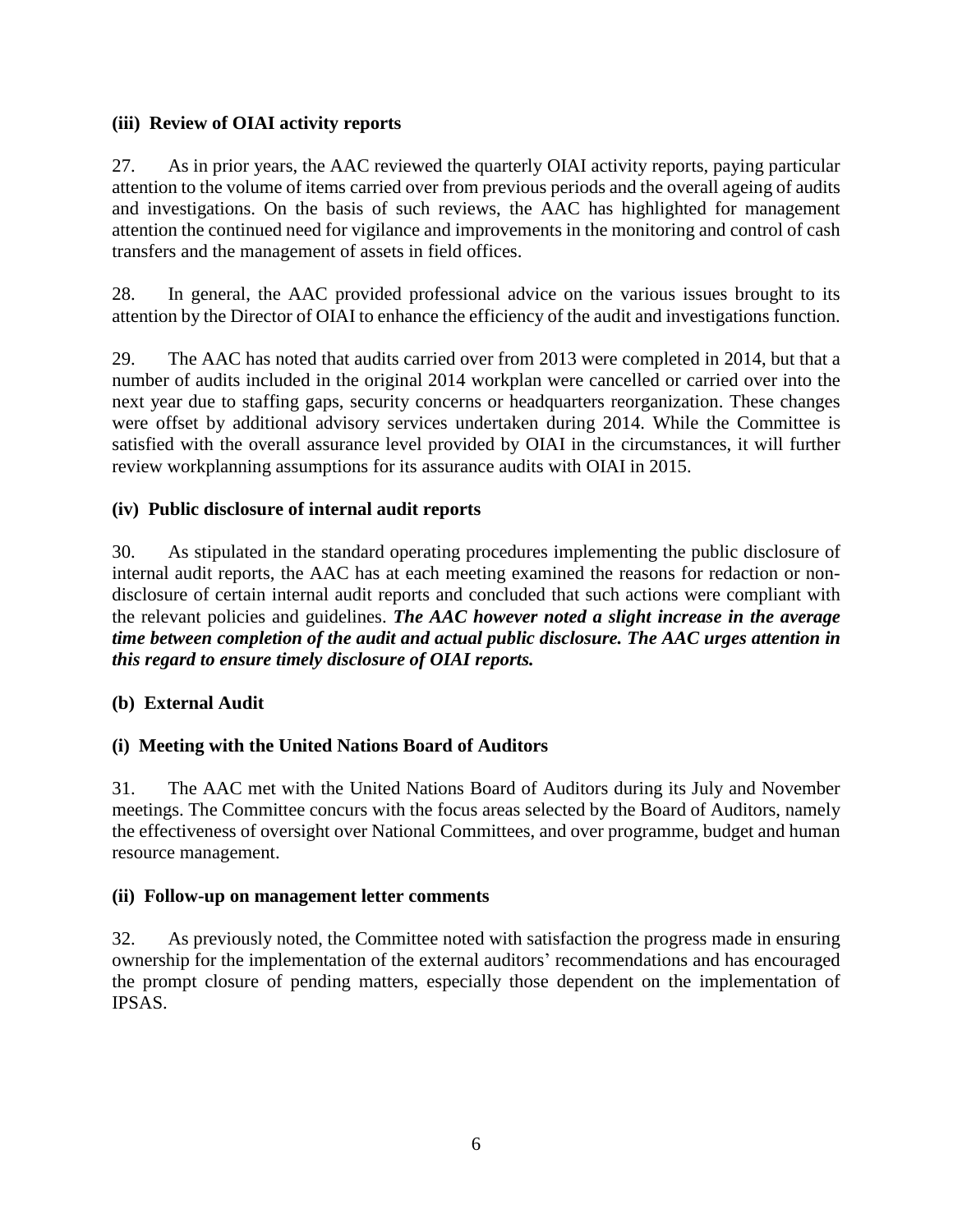**(iii) Review of OIAI activity reports**

27. As in prior years, the AAC reviewed the quarterly OIAI activity reports, paying particular attention to the volume of items carried over from previous periods and the overall ageing of audits and investigations. On the basis of such reviews, the AAC has highlighted for management attention the continued need for vigilance and improvements in the monitoring and control of cash transfers and the management of assets in field offices.

28. In general, the AAC provided professional advice on the various issues brought to its attention by the Director of OIAI to enhance the efficiency of the audit and investigations function.

29. The AAC has noted that audits carried over from 2013 were completed in 2014, but that a number of audits included in the original 2014 workplan were cancelled or carried over into the next year due to staffing gaps, security concerns or headquarters reorganization. These changes were offset by additional advisory services undertaken during 2014. While the Committee is satisfied with the overall assurance level provided by OIAI in the circumstances, it will further review workplanning assumptions for its assurance audits with OIAI in 2015.

**(iv) Public disclosure of internal audit reports**

30. As stipulated in the standard operating procedures implementing the public disclosure of internal audit reports, the AAC has at each meeting examined the reasons for redaction or non-disclosure of certain internal audit reports and concluded that such actions were compliant with the relevant policies and guidelines. ***The AAC however noted a slight increase in the average time between completion of the audit and actual public disclosure. The AAC urges attention in this regard to ensure timely disclosure of OIAI reports.***

**(b) External Audit**

**(i) Meeting with the United Nations Board of Auditors**

31. The AAC met with the United Nations Board of Auditors during its July and November meetings. The Committee concurs with the focus areas selected by the Board of Auditors, namely the effectiveness of oversight over National Committees, and over programme, budget and human resource management.

**(ii) Follow-up on management letter comments**

32. As previously noted, the Committee noted with satisfaction the progress made in ensuring ownership for the implementation of the external auditors' recommendations and has encouraged the prompt closure of pending matters, especially those dependent on the implementation of IPSAS.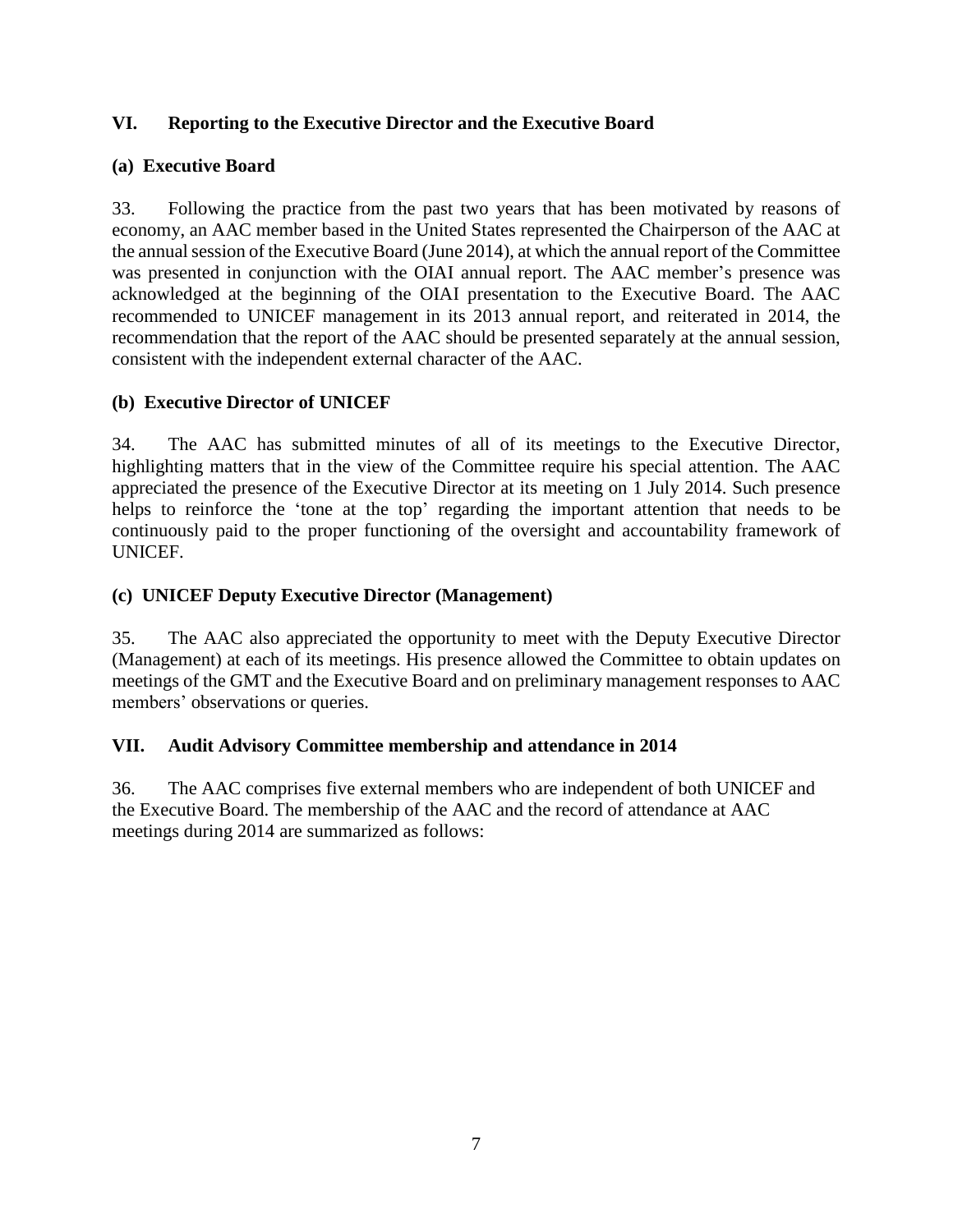## VI. Reporting to the Executive Director and the Executive Board

### (a) Executive Board

33. Following the practice from the past two years that has been motivated by reasons of economy, an AAC member based in the United States represented the Chairperson of the AAC at the annual session of the Executive Board (June 2014), at which the annual report of the Committee was presented in conjunction with the OIAI annual report. The AAC member's presence was acknowledged at the beginning of the OIAI presentation to the Executive Board. The AAC recommended to UNICEF management in its 2013 annual report, and reiterated in 2014, the recommendation that the report of the AAC should be presented separately at the annual session, consistent with the independent external character of the AAC.

### (b) Executive Director of UNICEF

34. The AAC has submitted minutes of all of its meetings to the Executive Director, highlighting matters that in the view of the Committee require his special attention. The AAC appreciated the presence of the Executive Director at its meeting on 1 July 2014. Such presence helps to reinforce the 'tone at the top' regarding the important attention that needs to be continuously paid to the proper functioning of the oversight and accountability framework of UNICEF.

### (c) UNICEF Deputy Executive Director (Management)

35. The AAC also appreciated the opportunity to meet with the Deputy Executive Director (Management) at each of its meetings. His presence allowed the Committee to obtain updates on meetings of the GMT and the Executive Board and on preliminary management responses to AAC members' observations or queries.

## VII. Audit Advisory Committee membership and attendance in 2014

36. The AAC comprises five external members who are independent of both UNICEF and the Executive Board. The membership of the AAC and the record of attendance at AAC meetings during 2014 are summarized as follows: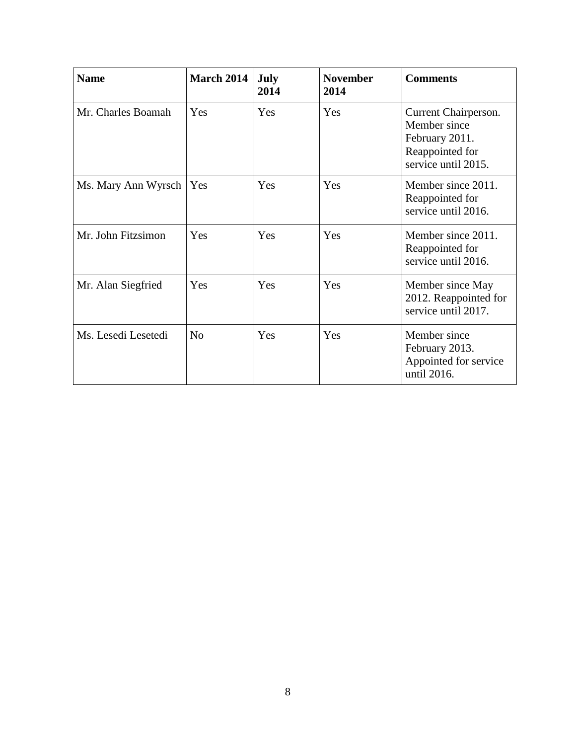| Name | March 2014 | July 2014 | November 2014 | Comments |
| --- | --- | --- | --- | --- |
| Mr. Charles Boamah | Yes | Yes | Yes | Current Chairperson. Member since February 2011. Reappointed for service until 2015. |
| Ms. Mary Ann Wyrsch | Yes | Yes | Yes | Member since 2011. Reappointed for service until 2016. |
| Mr. John Fitzsimon | Yes | Yes | Yes | Member since 2011. Reappointed for service until 2016. |
| Mr. Alan Siegfried | Yes | Yes | Yes | Member since May 2012. Reappointed for service until 2017. |
| Ms. Lesedi Lesetedi | No | Yes | Yes | Member since February 2013. Appointed for service until 2016. |